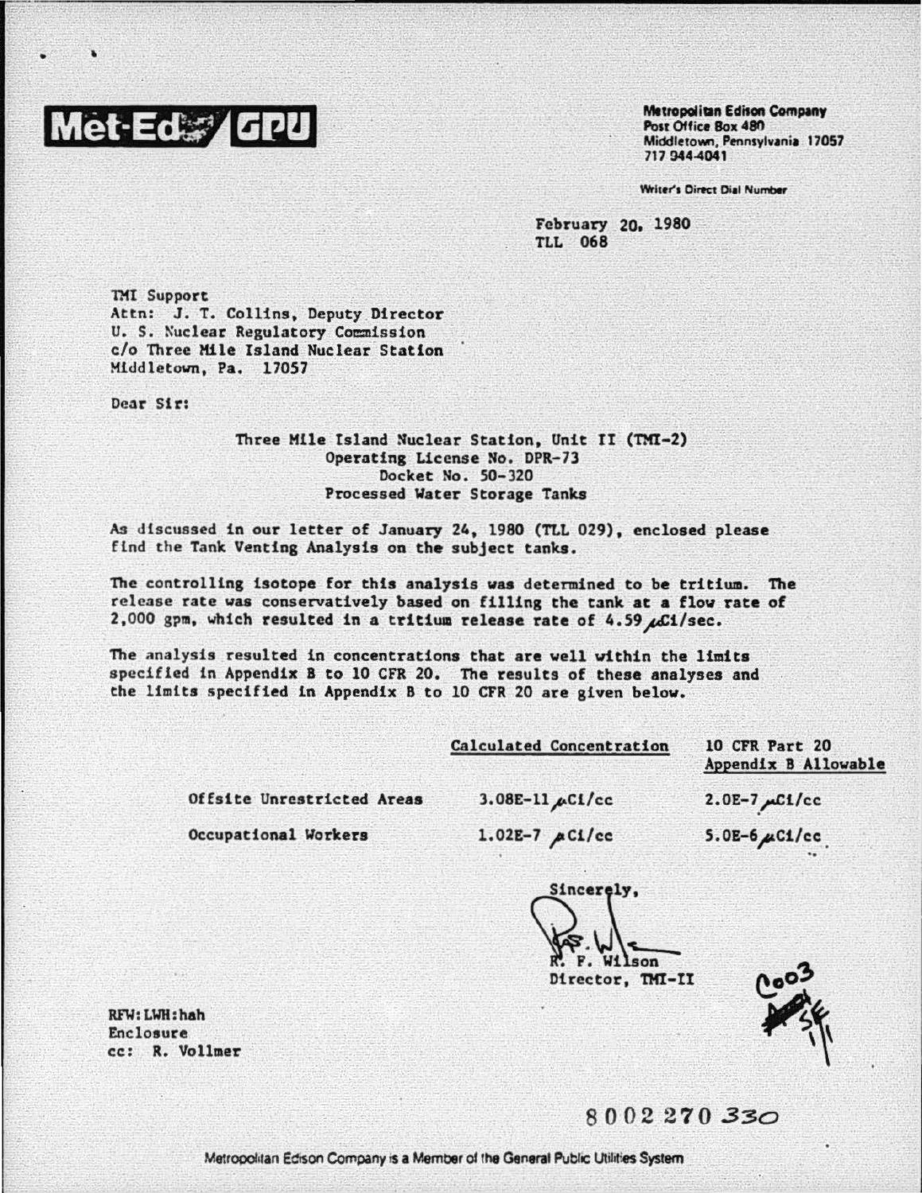Met-Ed / GPU

**Metropolitan Edison Company**
Post Office Box 480
Middletown, Pennsylvania 17057
717 944-4041

Writer's Direct Dial Number

February 20, 1980
TLL 068

TMI Support
Attn: J. T. Collins, Deputy Director
U. S. Nuclear Regulatory Commission
c/o Three Mile Island Nuclear Station
Middletown, Pa. 17057

Dear Sir:

Three Mile Island Nuclear Station, Unit II (TMI-2)
Operating License No. DPR-73
Docket No. 50-320
Processed Water Storage Tanks

As discussed in our letter of January 24, 1980 (TLL 029), enclosed please find the Tank Venting Analysis on the subject tanks.

The controlling isotope for this analysis was determined to be tritium. The release rate was conservatively based on filling the tank at a flow rate of 2,000 gpm, which resulted in a tritium release rate of 4.59 μCi/sec.

The analysis resulted in concentrations that are well within the limits specified in Appendix B to 10 CFR 20. The results of these analyses and the limits specified in Appendix B to 10 CFR 20 are given below.

| | Calculated Concentration | 10 CFR Part 20 Appendix B Allowable |
|---|---|---|
| Offsite Unrestricted Areas | 3.08E-11 μCi/cc | 2.0E-7 μCi/cc |
| Occupational Workers | 1.02E-7 μCi/cc | 5.0E-6 μCi/cc |

Sincerely,

R. F. Wilson
Director, TMI-II

RFW:LWH:hah
Enclosure
cc: R. Vollmer

8002270330

Metropolitan Edison Company is a Member of the General Public Utilities System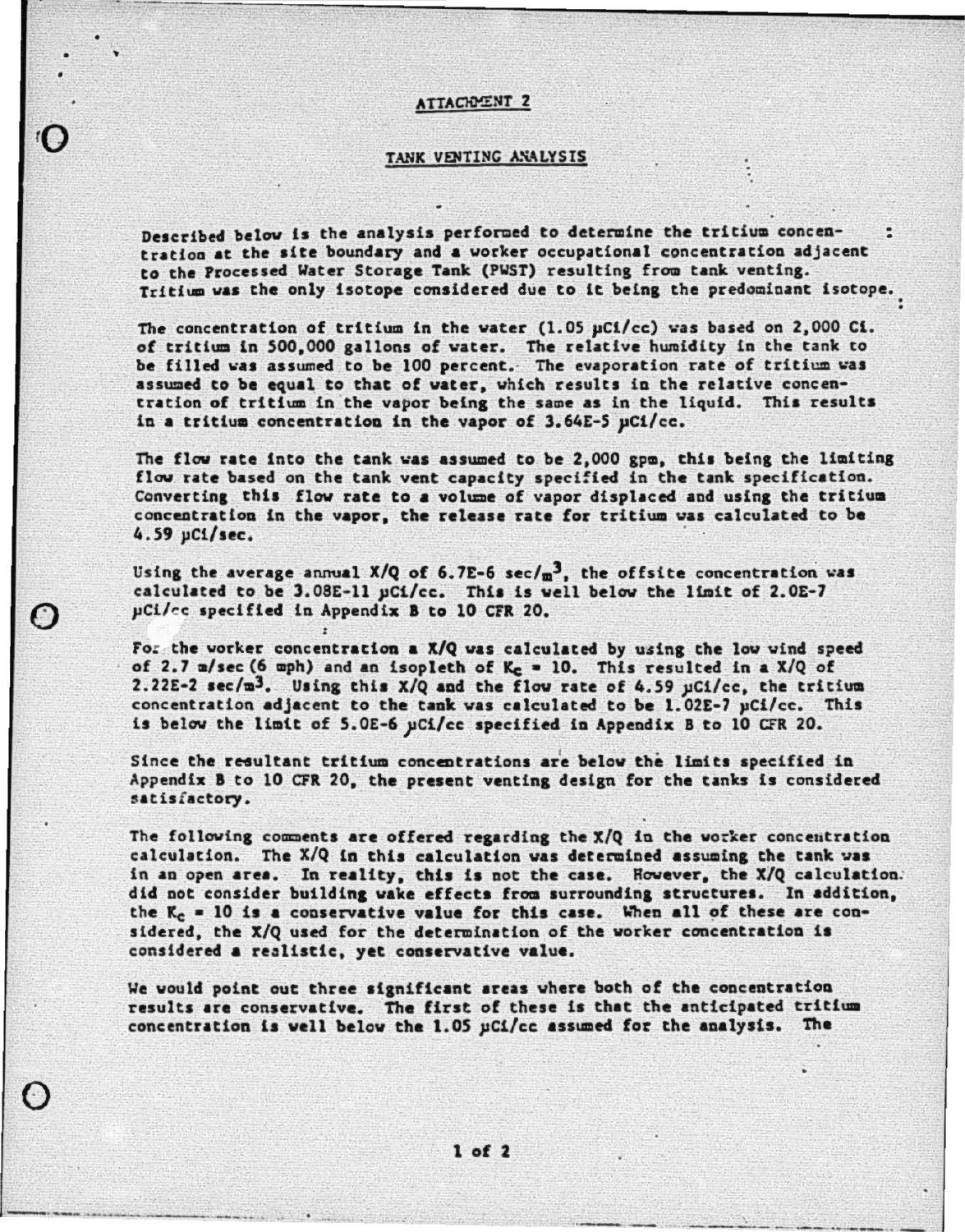ATTACHMENT 2

## TANK VENTING ANALYSIS

Described below is the analysis performed to determine the tritium concentration at the site boundary and a worker occupational concentration adjacent to the Processed Water Storage Tank (PWST) resulting from tank venting. Tritium was the only isotope considered due to it being the predominant isotope.

The concentration of tritium in the water (1.05 µCi/cc) was based on 2,000 Ci. of tritium in 500,000 gallons of water. The relative humidity in the tank to be filled was assumed to be 100 percent. The evaporation rate of tritium was assumed to be equal to that of water, which results in the relative concentration of tritium in the vapor being the same as in the liquid. This results in a tritium concentration in the vapor of 3.64E-5 µCi/cc.

The flow rate into the tank was assumed to be 2,000 gpm, this being the limiting flow rate based on the tank vent capacity specified in the tank specification. Converting this flow rate to a volume of vapor displaced and using the tritium concentration in the vapor, the release rate for tritium was calculated to be 4.59 µCi/sec.

Using the average annual X/Q of 6.7E-6 sec/$m^3$, the offsite concentration was calculated to be 3.08E-11 µCi/cc. This is well below the limit of 2.0E-7 µCi/cc specified in Appendix B to 10 CFR 20.

For the worker concentration a X/Q was calculated by using the low wind speed of 2.7 m/sec (6 mph) and an isopleth of $K_c$ = 10. This resulted in a X/Q of 2.22E-2 sec/$m^3$. Using this X/Q and the flow rate of 4.59 µCi/cc, the tritium concentration adjacent to the tank was calculated to be 1.02E-7 µCi/cc. This is below the limit of 5.0E-6 µCi/cc specified in Appendix B to 10 CFR 20.

Since the resultant tritium concentrations are below the limits specified in Appendix B to 10 CFR 20, the present venting design for the tanks is considered satisfactory.

The following comments are offered regarding the X/Q in the worker concentration calculation. The X/Q in this calculation was determined assuming the tank was in an open area. In reality, this is not the case. However, the X/Q calculation did not consider building wake effects from surrounding structures. In addition, the $K_c$ = 10 is a conservative value for this case. When all of these are considered, the X/Q used for the determination of the worker concentration is considered a realistic, yet conservative value.

We would point out three significant areas where both of the concentration results are conservative. The first of these is that the anticipated tritium concentration is well below the 1.05 µCi/cc assumed for the analysis. The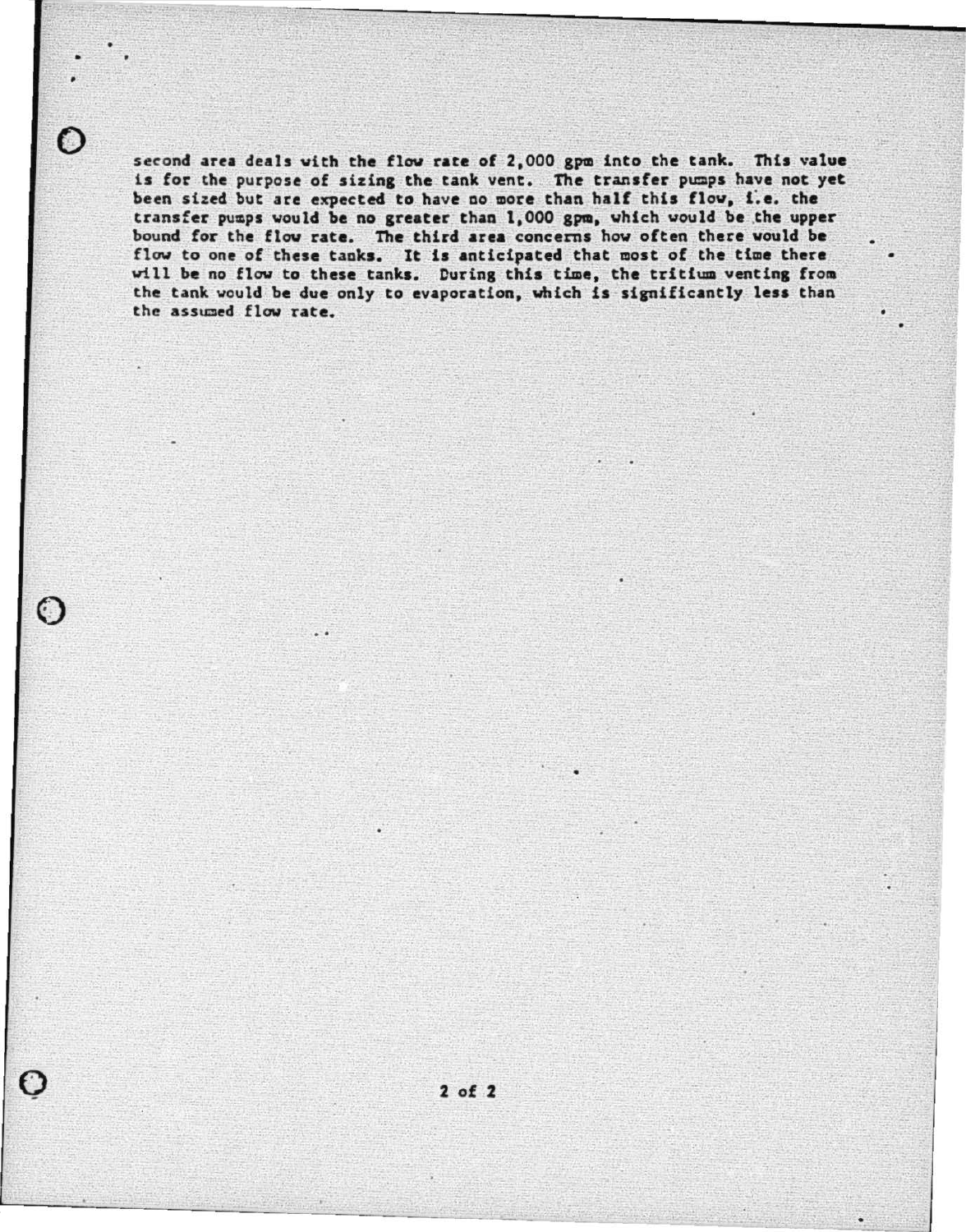second area deals with the flow rate of 2,000 gpm into the tank. This value is for the purpose of sizing the tank vent. The transfer pumps have not yet been sized but are expected to have no more than half this flow, i.e. the transfer pumps would be no greater than 1,000 gpm, which would be the upper bound for the flow rate. The third area concerns how often there would be flow to one of these tanks. It is anticipated that most of the time there will be no flow to these tanks. During this time, the tritium venting from the tank would be due only to evaporation, which is significantly less than the assumed flow rate.